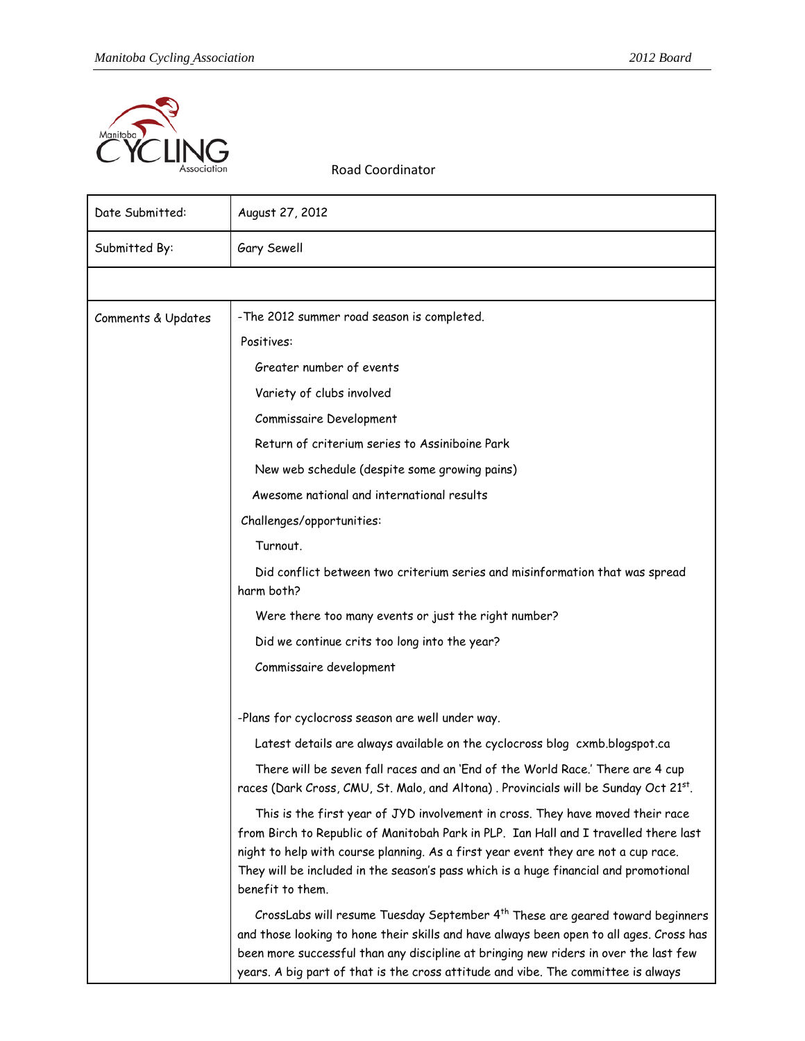Road Coordinator

| Date Submitted: | August 27, 2012 |
| --- | --- |
| Submitted By: | Gary Sewell |
| | |
| Comments & Updates | -The 2012 summer road season is completed.<br>Positives:<br>Greater number of events<br>Variety of clubs involved<br>Commissaire Development<br>Return of criterium series to Assiniboine Park<br>New web schedule (despite some growing pains)<br>Awesome national and international results<br>Challenges/opportunities:<br>Turnout.<br>Did conflict between two criterium series and misinformation that was spread harm both?<br>Were there too many events or just the right number?<br>Did we continue crits too long into the year?<br>Commissaire development<br><br>-Plans for cyclocross season are well under way.<br>Latest details are always available on the cyclocross blog cxmb.blogspot.ca<br>There will be seven fall races and an 'End of the World Race.' There are 4 cup races (Dark Cross, CMU, St. Malo, and Altona) . Provincials will be Sunday Oct 21st.<br>This is the first year of JYD involvement in cross. They have moved their race from Birch to Republic of Manitobah Park in PLP. Ian Hall and I travelled there last night to help with course planning. As a first year event they are not a cup race. They will be included in the season's pass which is a huge financial and promotional benefit to them.<br>CrossLabs will resume Tuesday September 4th These are geared toward beginners and those looking to hone their skills and have always been open to all ages. Cross has been more successful than any discipline at bringing new riders in over the last few years. A big part of that is the cross attitude and vibe. The committee is always |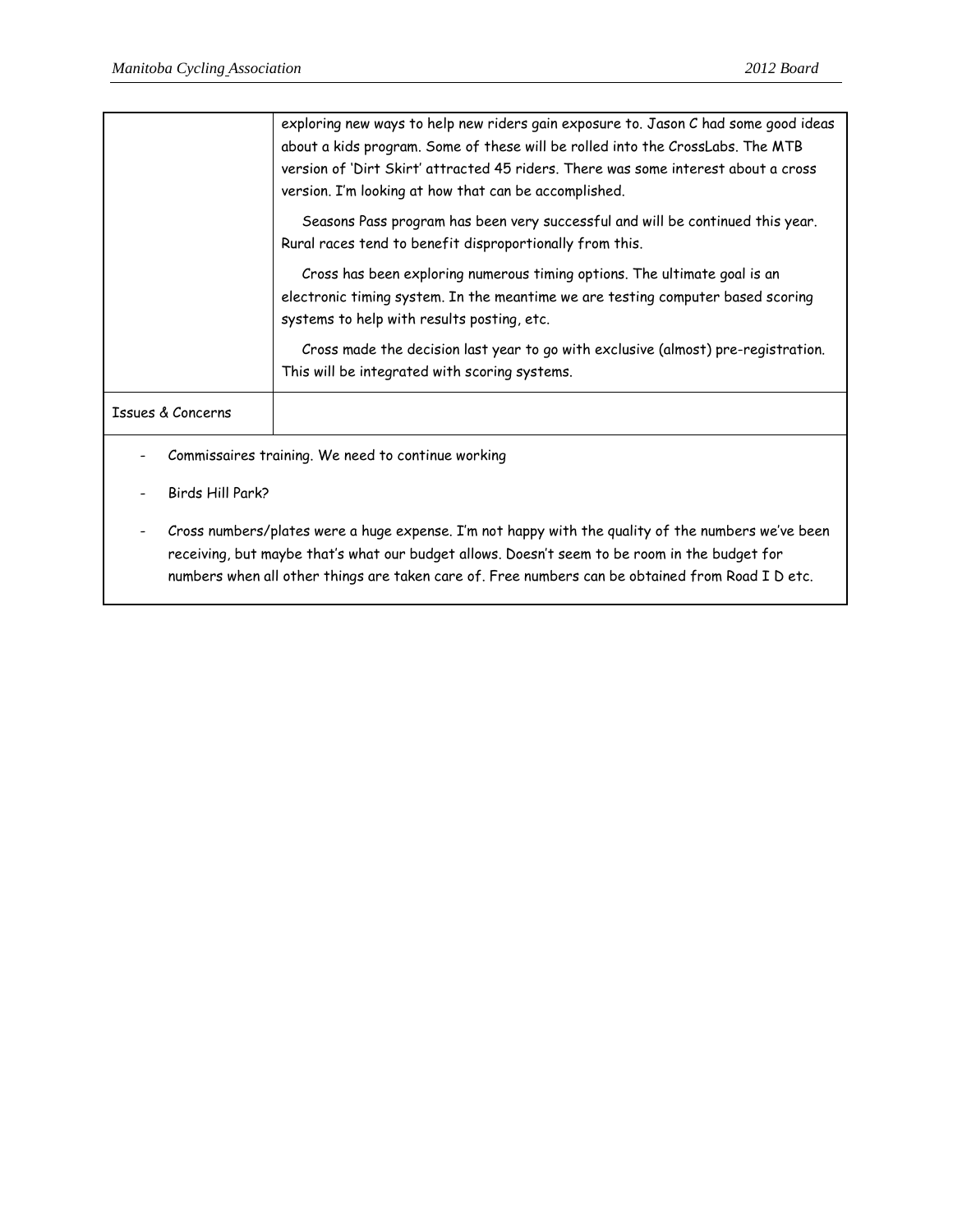| | |
|---|---|
| | exploring new ways to help new riders gain exposure to. Jason C had some good ideas about a kids program. Some of these will be rolled into the CrossLabs. The MTB version of 'Dirt Skirt' attracted 45 riders. There was some interest about a cross version. I'm looking at how that can be accomplished.<br><br>Seasons Pass program has been very successful and will be continued this year. Rural races tend to benefit disproportionally from this.<br><br>Cross has been exploring numerous timing options. The ultimate goal is an electronic timing system. In the meantime we are testing computer based scoring systems to help with results posting, etc.<br><br>Cross made the decision last year to go with exclusive (almost) pre-registration. This will be integrated with scoring systems. |
| Issues & Concerns | |

- Commissaires training. We need to continue working
- Birds Hill Park?
- Cross numbers/plates were a huge expense. I'm not happy with the quality of the numbers we've been receiving, but maybe that's what our budget allows. Doesn't seem to be room in the budget for numbers when all other things are taken care of. Free numbers can be obtained from Road I D etc.